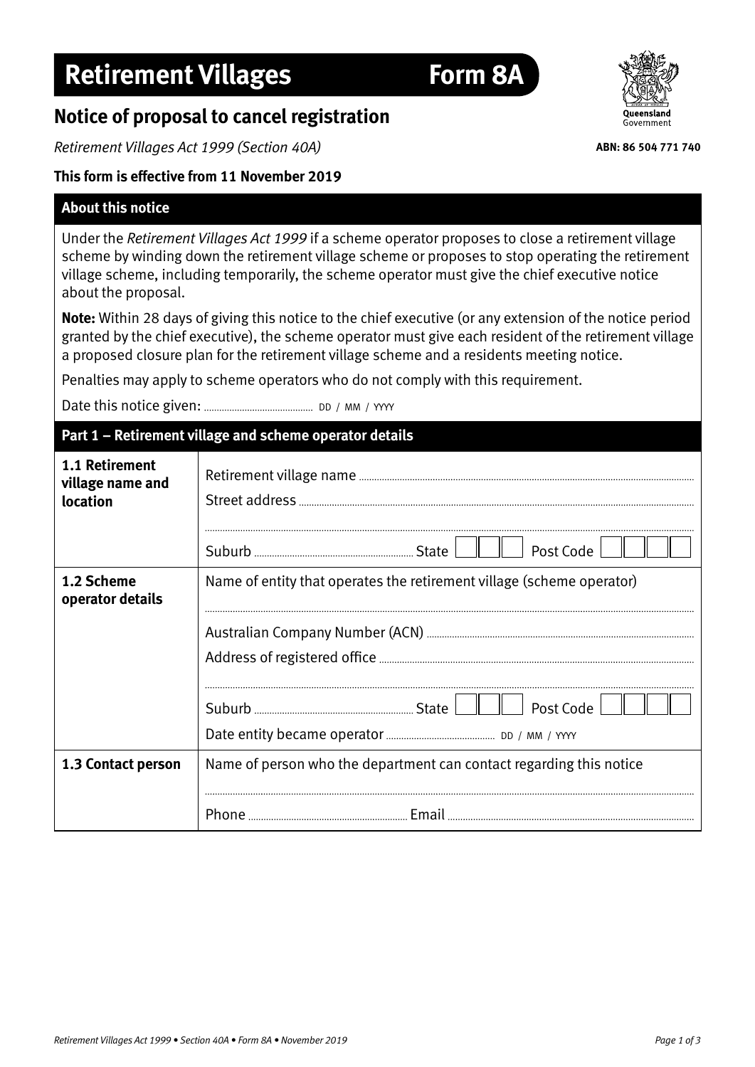# Retirement Villages Form 8A

## Notice of proposal to cancel registration

*Retirement Villages Act 1999 (Section 40A)*

ABN: 86 504 771 740

**This form is effective from 11 November 2019**

### About this notice

Under the *Retirement Villages Act 1999* if a scheme operator proposes to close a retirement village scheme by winding down the retirement village scheme or proposes to stop operating the retirement village scheme, including temporarily, the scheme operator must give the chief executive notice about the proposal.

**Note:** Within 28 days of giving this notice to the chief executive (or any extension of the notice period granted by the chief executive), the scheme operator must give each resident of the retirement village a proposed closure plan for the retirement village scheme and a residents meeting notice.

Penalties may apply to scheme operators who do not comply with this requirement.

Date this notice given: .................... DD / MM / YYYY

### Part 1 – Retirement village and scheme operator details

| | |
|---|---|
| **1.1 Retirement village name and location** | Retirement village name ....................<br>Street address ....................<br>....................<br>Suburb .................... State [ ][ ][ ] Post Code [ ][ ][ ][ ] |
| **1.2 Scheme operator details** | Name of entity that operates the retirement village (scheme operator)<br>....................<br>Australian Company Number (ACN) ....................<br>Address of registered office ....................<br>....................<br>Suburb .................... State [ ][ ][ ] Post Code [ ][ ][ ][ ]<br>Date entity became operator .................... DD / MM / YYYY |
| **1.3 Contact person** | Name of person who the department can contact regarding this notice<br>....................<br>Phone .................... Email .................... |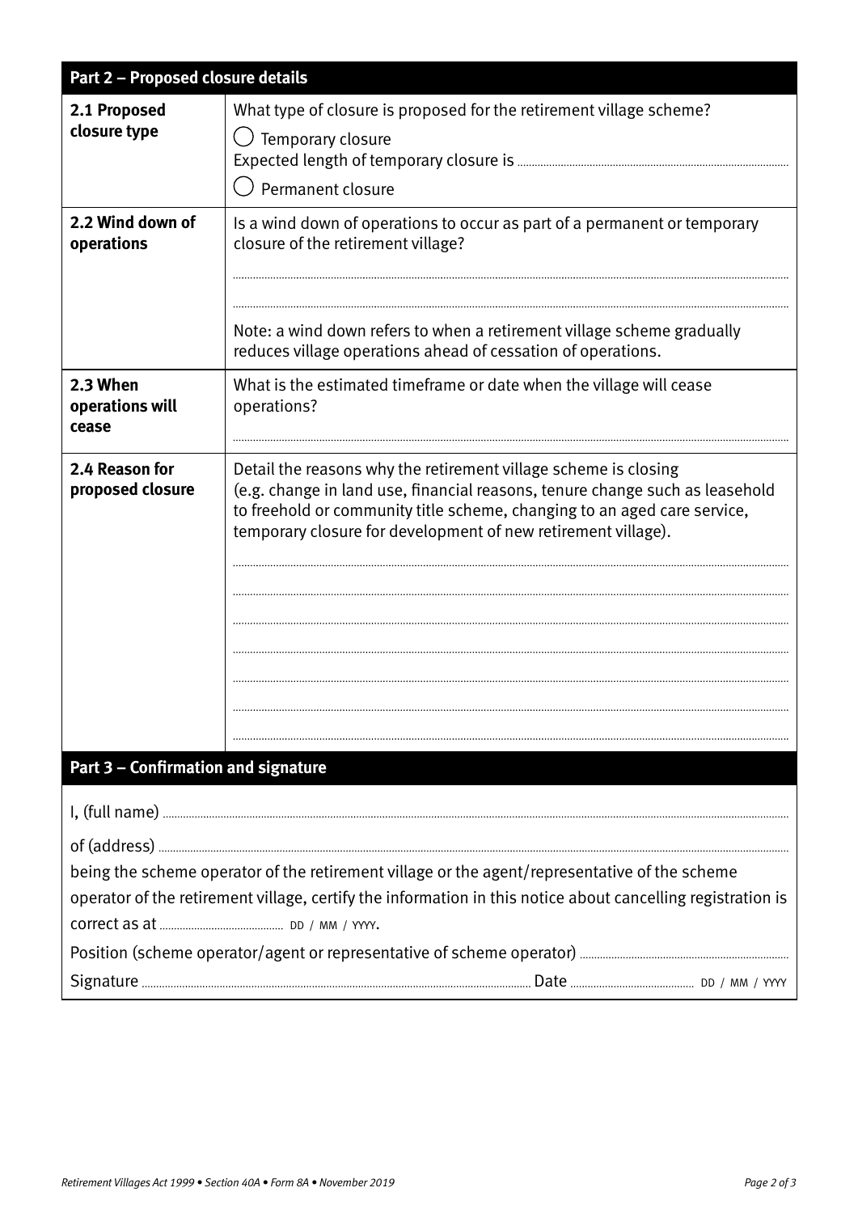## Part 2 – Proposed closure details

| | |
|---|---|
| **2.1 Proposed closure type** | What type of closure is proposed for the retirement village scheme?<br>◯ Temporary closure<br>Expected length of temporary closure is ..............................<br>◯ Permanent closure |
| **2.2 Wind down of operations** | Is a wind down of operations to occur as part of a permanent or temporary closure of the retirement village?<br>..............................<br>..............................<br>Note: a wind down refers to when a retirement village scheme gradually reduces village operations ahead of cessation of operations. |
| **2.3 When operations will cease** | What is the estimated timeframe or date when the village will cease operations?<br>.............................. |
| **2.4 Reason for proposed closure** | Detail the reasons why the retirement village scheme is closing (e.g. change in land use, financial reasons, tenure change such as leasehold to freehold or community title scheme, changing to an aged care service, temporary closure for development of new retirement village).<br>..............................<br>..............................<br>..............................<br>..............................<br>..............................<br>..............................<br>.............................. |

## Part 3 – Confirmation and signature

I, (full name) ..............................

of (address) ..............................

being the scheme operator of the retirement village or the agent/representative of the scheme operator of the retirement village, certify the information in this notice about cancelling registration is correct as at .............................. DD / MM / YYYY.

Position (scheme operator/agent or representative of scheme operator) ..............................

Signature .............................. Date .............................. DD / MM / YYYY

*Retirement Villages Act 1999 • Section 40A • Form 8A • November 2019*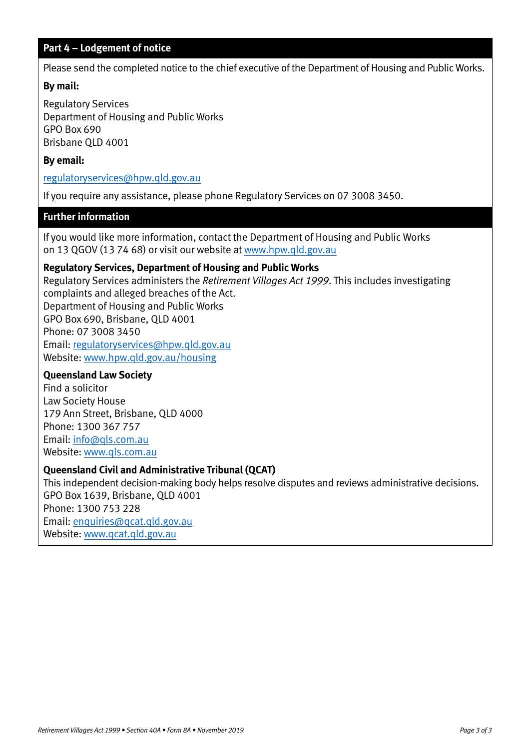## Part 4 – Lodgement of notice

Please send the completed notice to the chief executive of the Department of Housing and Public Works.

**By mail:**

Regulatory Services
Department of Housing and Public Works
GPO Box 690
Brisbane QLD 4001

**By email:**

regulatoryservices@hpw.qld.gov.au

If you require any assistance, please phone Regulatory Services on 07 3008 3450.

## Further information

If you would like more information, contact the Department of Housing and Public Works on 13 QGOV (13 74 68) or visit our website at www.hpw.qld.gov.au

**Regulatory Services, Department of Housing and Public Works**
Regulatory Services administers the *Retirement Villages Act 1999*. This includes investigating complaints and alleged breaches of the Act.
Department of Housing and Public Works
GPO Box 690, Brisbane, QLD 4001
Phone: 07 3008 3450
Email: regulatoryservices@hpw.qld.gov.au
Website: www.hpw.qld.gov.au/housing

**Queensland Law Society**
Find a solicitor
Law Society House
179 Ann Street, Brisbane, QLD 4000
Phone: 1300 367 757
Email: info@qls.com.au
Website: www.qls.com.au

**Queensland Civil and Administrative Tribunal (QCAT)**
This independent decision-making body helps resolve disputes and reviews administrative decisions.
GPO Box 1639, Brisbane, QLD 4001
Phone: 1300 753 228
Email: enquiries@qcat.qld.gov.au
Website: www.qcat.qld.gov.au